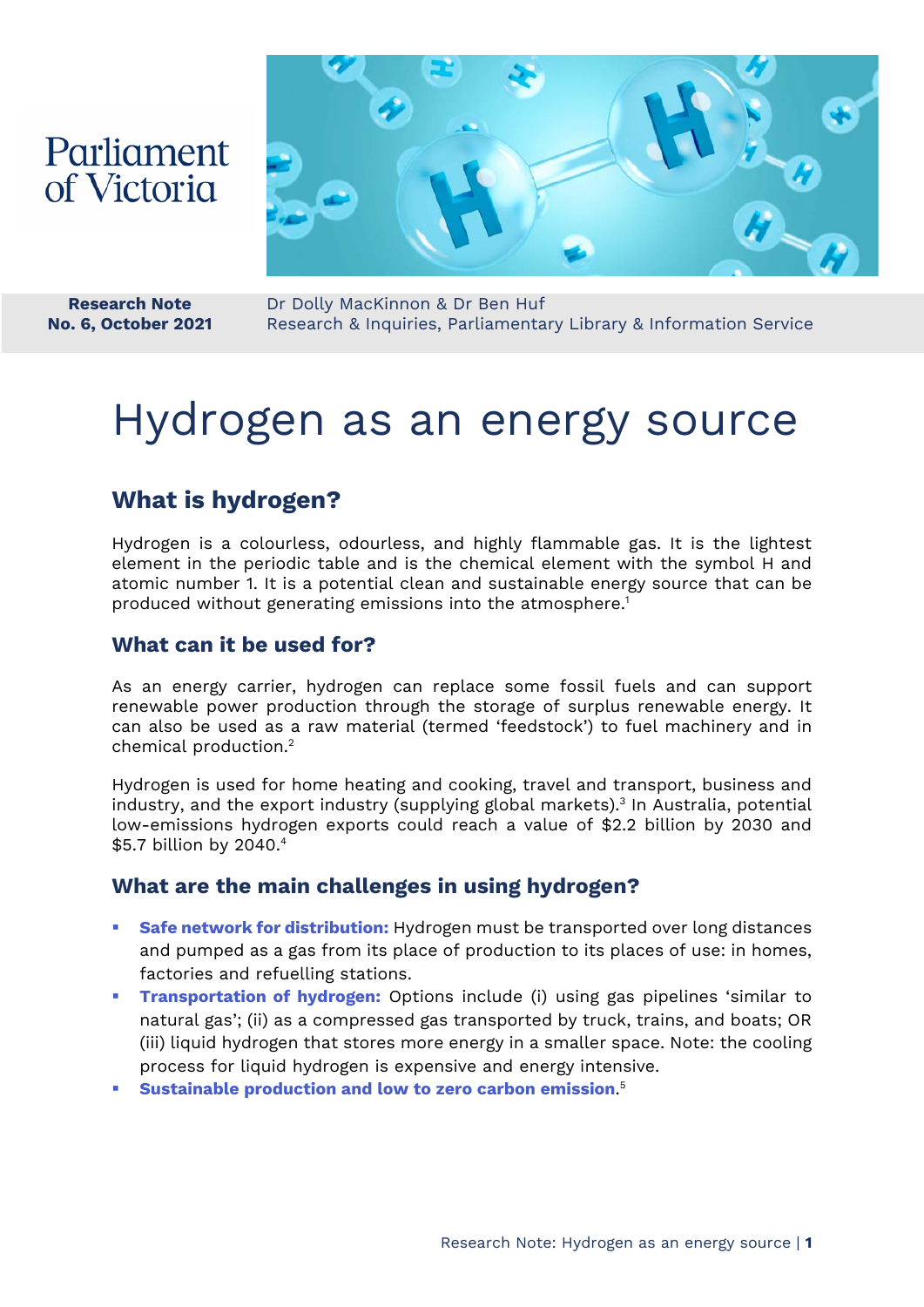Parliament of Victoria

**Research Note**
**No. 6, October 2021**

Dr Dolly MacKinnon & Dr Ben Huf
Research & Inquiries, Parliamentary Library & Information Service

# Hydrogen as an energy source

## What is hydrogen?

Hydrogen is a colourless, odourless, and highly flammable gas. It is the lightest element in the periodic table and is the chemical element with the symbol H and atomic number 1. It is a potential clean and sustainable energy source that can be produced without generating emissions into the atmosphere.[1]

### What can it be used for?

As an energy carrier, hydrogen can replace some fossil fuels and can support renewable power production through the storage of surplus renewable energy. It can also be used as a raw material (termed 'feedstock') to fuel machinery and in chemical production.[2]

Hydrogen is used for home heating and cooking, travel and transport, business and industry, and the export industry (supplying global markets).[3] In Australia, potential low-emissions hydrogen exports could reach a value of $2.2 billion by 2030 and $5.7 billion by 2040.[4]

### What are the main challenges in using hydrogen?

- **Safe network for distribution:** Hydrogen must be transported over long distances and pumped as a gas from its place of production to its places of use: in homes, factories and refuelling stations.
- **Transportation of hydrogen:** Options include (i) using gas pipelines 'similar to natural gas'; (ii) as a compressed gas transported by truck, trains, and boats; OR (iii) liquid hydrogen that stores more energy in a smaller space. Note: the cooling process for liquid hydrogen is expensive and energy intensive.
- **Sustainable production and low to zero carbon emission**.[5]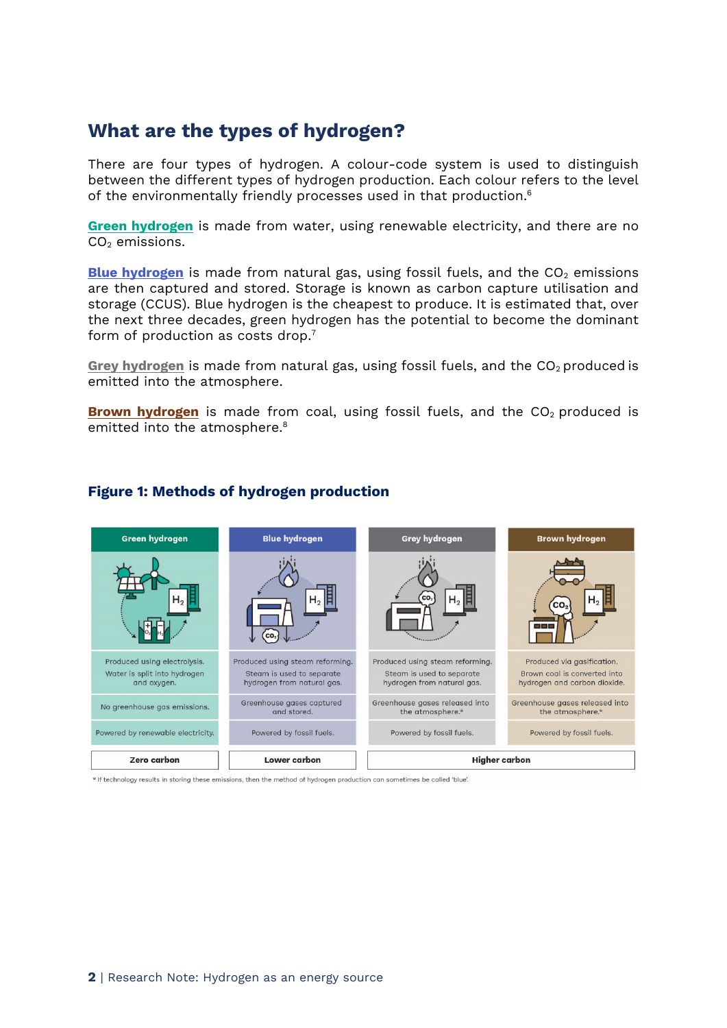## What are the types of hydrogen?

There are four types of hydrogen. A colour-code system is used to distinguish between the different types of hydrogen production. Each colour refers to the level of the environmentally friendly processes used in that production.[6]

**Green hydrogen** is made from water, using renewable electricity, and there are no $CO_2$ emissions.

**Blue hydrogen** is made from natural gas, using fossil fuels, and the $CO_2$ emissions are then captured and stored. Storage is known as carbon capture utilisation and storage (CCUS). Blue hydrogen is the cheapest to produce. It is estimated that, over the next three decades, green hydrogen has the potential to become the dominant form of production as costs drop.[7]

**Grey hydrogen** is made from natural gas, using fossil fuels, and the $CO_2$ produced is emitted into the atmosphere.

**Brown hydrogen** is made from coal, using fossil fuels, and the $CO_2$ produced is emitted into the atmosphere.[8]

### Figure 1: Methods of hydrogen production

| Green hydrogen | Blue hydrogen | Grey hydrogen | Brown hydrogen |
| --- | --- | --- | --- |
| Produced using electrolysis. Water is split into hydrogen and oxygen. | Produced using steam reforming. Steam is used to separate hydrogen from natural gas. | Produced using steam reforming. Steam is used to separate hydrogen from natural gas. | Produced via gasification. Brown coal is converted into hydrogen and carbon dioxide. |
| No greenhouse gas emissions. | Greenhouse gases captured and stored. | Greenhouse gases released into the atmosphere.* | Greenhouse gases released into the atmosphere.* |
| Powered by renewable electricity. | Powered by fossil fuels. | Powered by fossil fuels. | Powered by fossil fuels. |
| **Zero carbon** | **Lower carbon** | **Higher carbon** | |

* If technology results in storing these emissions, then the method of hydrogen production can sometimes be called 'blue'.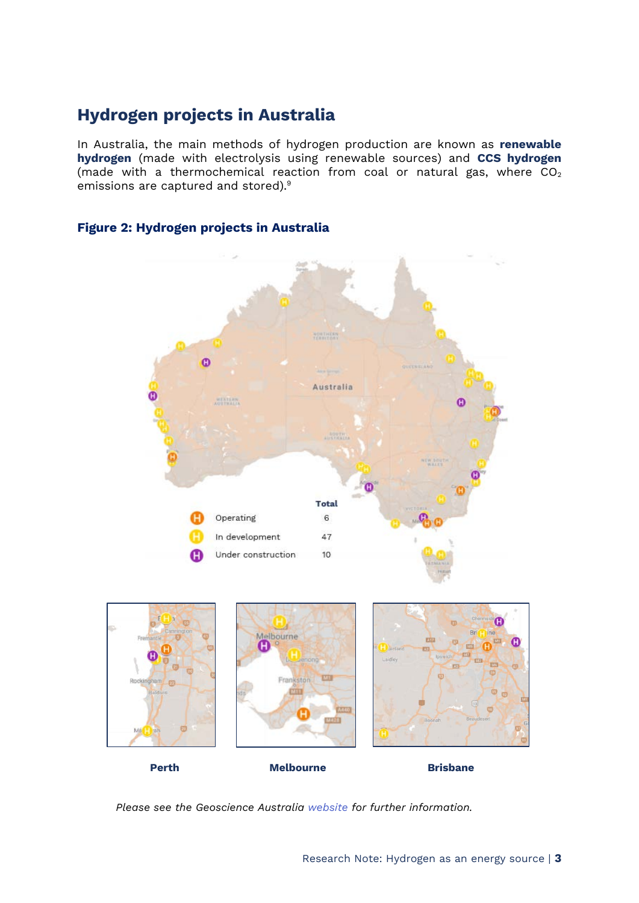## Hydrogen projects in Australia

In Australia, the main methods of hydrogen production are known as **renewable hydrogen** (made with electrolysis using renewable sources) and **CCS hydrogen** (made with a thermochemical reaction from coal or natural gas, where $CO_2$ emissions are captured and stored).[9]

### Figure 2: Hydrogen projects in Australia

| | Total |
|---|---|
| Operating | 6 |
| In development | 47 |
| Under construction | 10 |

**Perth** **Melbourne** **Brisbane**

*Please see the Geoscience Australia website for further information.*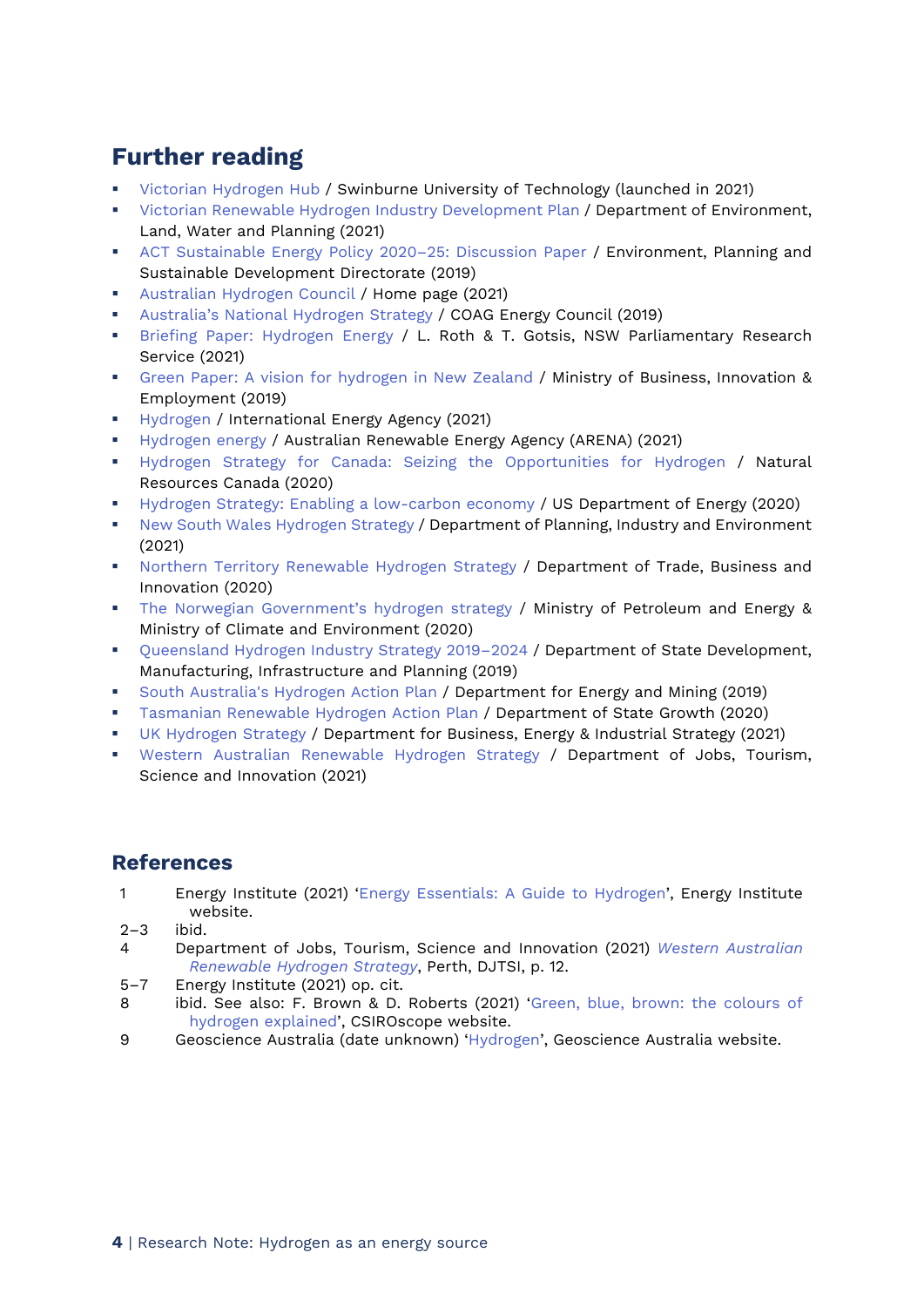## Further reading

- Victorian Hydrogen Hub / Swinburne University of Technology (launched in 2021)
- Victorian Renewable Hydrogen Industry Development Plan / Department of Environment, Land, Water and Planning (2021)
- ACT Sustainable Energy Policy 2020–25: Discussion Paper / Environment, Planning and Sustainable Development Directorate (2019)
- Australian Hydrogen Council / Home page (2021)
- Australia's National Hydrogen Strategy / COAG Energy Council (2019)
- Briefing Paper: Hydrogen Energy / L. Roth & T. Gotsis, NSW Parliamentary Research Service (2021)
- Green Paper: A vision for hydrogen in New Zealand / Ministry of Business, Innovation & Employment (2019)
- Hydrogen / International Energy Agency (2021)
- Hydrogen energy / Australian Renewable Energy Agency (ARENA) (2021)
- Hydrogen Strategy for Canada: Seizing the Opportunities for Hydrogen / Natural Resources Canada (2020)
- Hydrogen Strategy: Enabling a low-carbon economy / US Department of Energy (2020)
- New South Wales Hydrogen Strategy / Department of Planning, Industry and Environment (2021)
- Northern Territory Renewable Hydrogen Strategy / Department of Trade, Business and Innovation (2020)
- The Norwegian Government's hydrogen strategy / Ministry of Petroleum and Energy & Ministry of Climate and Environment (2020)
- Queensland Hydrogen Industry Strategy 2019–2024 / Department of State Development, Manufacturing, Infrastructure and Planning (2019)
- South Australia's Hydrogen Action Plan / Department for Energy and Mining (2019)
- Tasmanian Renewable Hydrogen Action Plan / Department of State Growth (2020)
- UK Hydrogen Strategy / Department for Business, Energy & Industrial Strategy (2021)
- Western Australian Renewable Hydrogen Strategy / Department of Jobs, Tourism, Science and Innovation (2021)

## References

1 Energy Institute (2021) 'Energy Essentials: A Guide to Hydrogen', Energy Institute website.

2–3 ibid.

4 Department of Jobs, Tourism, Science and Innovation (2021) *Western Australian Renewable Hydrogen Strategy*, Perth, DJTSI, p. 12.

5–7 Energy Institute (2021) op. cit.

8 ibid. See also: F. Brown & D. Roberts (2021) 'Green, blue, brown: the colours of hydrogen explained', CSIROscope website.

9 Geoscience Australia (date unknown) 'Hydrogen', Geoscience Australia website.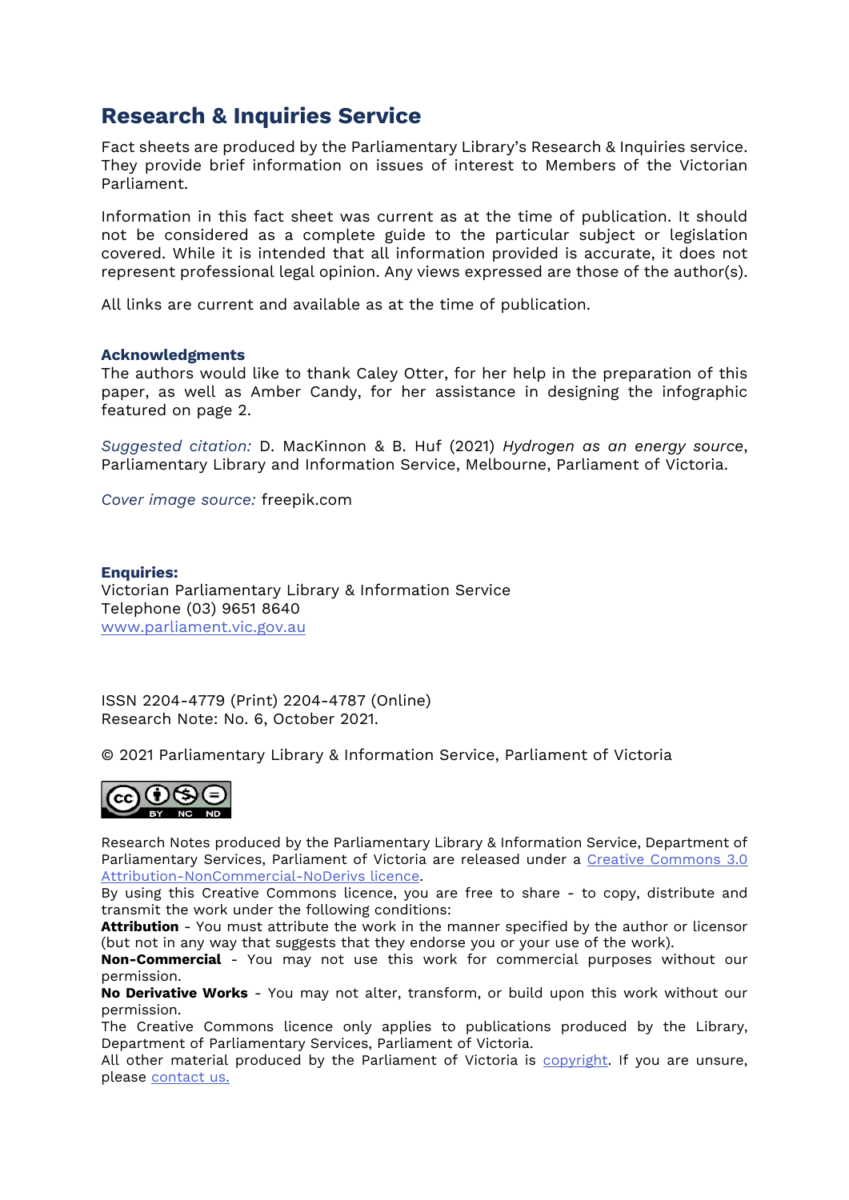## Research & Inquiries Service

Fact sheets are produced by the Parliamentary Library's Research & Inquiries service. They provide brief information on issues of interest to Members of the Victorian Parliament.

Information in this fact sheet was current as at the time of publication. It should not be considered as a complete guide to the particular subject or legislation covered. While it is intended that all information provided is accurate, it does not represent professional legal opinion. Any views expressed are those of the author(s).

All links are current and available as at the time of publication.

### Acknowledgments

The authors would like to thank Caley Otter, for her help in the preparation of this paper, as well as Amber Candy, for her assistance in designing the infographic featured on page 2.

*Suggested citation:* D. MacKinnon & B. Huf (2021) *Hydrogen as an energy source*, Parliamentary Library and Information Service, Melbourne, Parliament of Victoria.

*Cover image source:* freepik.com

**Enquiries:**
Victorian Parliamentary Library & Information Service
Telephone (03) 9651 8640
www.parliament.vic.gov.au

ISSN 2204-4779 (Print) 2204-4787 (Online)
Research Note: No. 6, October 2021.

© 2021 Parliamentary Library & Information Service, Parliament of Victoria

Research Notes produced by the Parliamentary Library & Information Service, Department of Parliamentary Services, Parliament of Victoria are released under a Creative Commons 3.0 Attribution-NonCommercial-NoDerivs licence.
By using this Creative Commons licence, you are free to share - to copy, distribute and transmit the work under the following conditions:
**Attribution** - You must attribute the work in the manner specified by the author or licensor (but not in any way that suggests that they endorse you or your use of the work).
**Non-Commercial** - You may not use this work for commercial purposes without our permission.
**No Derivative Works** - You may not alter, transform, or build upon this work without our permission.
The Creative Commons licence only applies to publications produced by the Library, Department of Parliamentary Services, Parliament of Victoria.
All other material produced by the Parliament of Victoria is copyright. If you are unsure, please contact us.